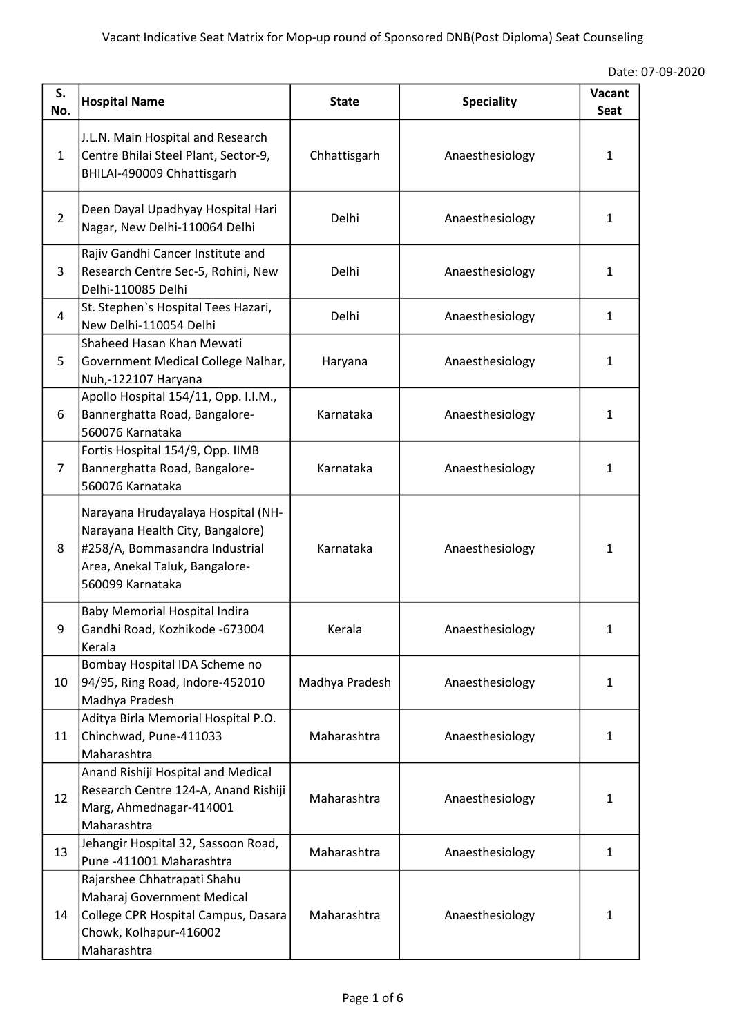# Vacant Indicative Seat Matrix for Mop-up round of Sponsored DNB(Post Diploma) Seat Counseling

Date: 07-09-2020

| S. No. | Hospital Name | State | Speciality | Vacant Seat |
|---|---|---|---|---|
| 1 | J.L.N. Main Hospital and Research Centre Bhilai Steel Plant, Sector-9, BHILAI-490009 Chhattisgarh | Chhattisgarh | Anaesthesiology | 1 |
| 2 | Deen Dayal Upadhyay Hospital Hari Nagar, New Delhi-110064 Delhi | Delhi | Anaesthesiology | 1 |
| 3 | Rajiv Gandhi Cancer Institute and Research Centre Sec-5, Rohini, New Delhi-110085 Delhi | Delhi | Anaesthesiology | 1 |
| 4 | St. Stephen`s Hospital Tees Hazari, New Delhi-110054 Delhi | Delhi | Anaesthesiology | 1 |
| 5 | Shaheed Hasan Khan Mewati Government Medical College Nalhar, Nuh,-122107 Haryana | Haryana | Anaesthesiology | 1 |
| 6 | Apollo Hospital 154/11, Opp. I.I.M., Bannerghatta Road, Bangalore-560076 Karnataka | Karnataka | Anaesthesiology | 1 |
| 7 | Fortis Hospital 154/9, Opp. IIMB Bannerghatta Road, Bangalore-560076 Karnataka | Karnataka | Anaesthesiology | 1 |
| 8 | Narayana Hrudayalaya Hospital (NH-Narayana Health City, Bangalore) #258/A, Bommasandra Industrial Area, Anekal Taluk, Bangalore-560099 Karnataka | Karnataka | Anaesthesiology | 1 |
| 9 | Baby Memorial Hospital Indira Gandhi Road, Kozhikode -673004 Kerala | Kerala | Anaesthesiology | 1 |
| 10 | Bombay Hospital IDA Scheme no 94/95, Ring Road, Indore-452010 Madhya Pradesh | Madhya Pradesh | Anaesthesiology | 1 |
| 11 | Aditya Birla Memorial Hospital P.O. Chinchwad, Pune-411033 Maharashtra | Maharashtra | Anaesthesiology | 1 |
| 12 | Anand Rishiji Hospital and Medical Research Centre 124-A, Anand Rishiji Marg, Ahmednagar-414001 Maharashtra | Maharashtra | Anaesthesiology | 1 |
| 13 | Jehangir Hospital 32, Sassoon Road, Pune -411001 Maharashtra | Maharashtra | Anaesthesiology | 1 |
| 14 | Rajarshee Chhatrapati Shahu Maharaj Government Medical College CPR Hospital Campus, Dasara Chowk, Kolhapur-416002 Maharashtra | Maharashtra | Anaesthesiology | 1 |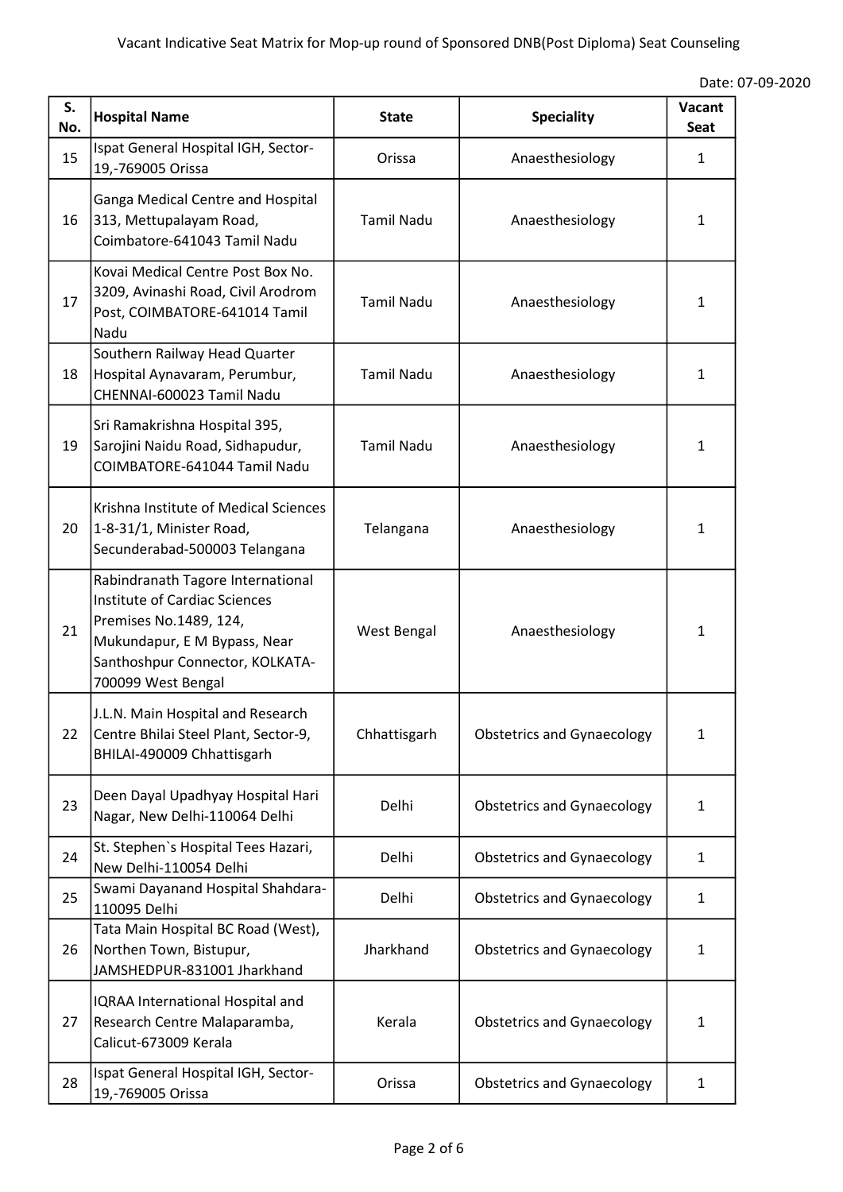Vacant Indicative Seat Matrix for Mop-up round of Sponsored DNB(Post Diploma) Seat Counseling

Date: 07-09-2020

| S. No. | Hospital Name | State | Speciality | Vacant Seat |
|---|---|---|---|---|
| 15 | Ispat General Hospital IGH, Sector-19,-769005 Orissa | Orissa | Anaesthesiology | 1 |
| 16 | Ganga Medical Centre and Hospital 313, Mettupalayam Road, Coimbatore-641043 Tamil Nadu | Tamil Nadu | Anaesthesiology | 1 |
| 17 | Kovai Medical Centre Post Box No. 3209, Avinashi Road, Civil Arodrom Post, COIMBATORE-641014 Tamil Nadu | Tamil Nadu | Anaesthesiology | 1 |
| 18 | Southern Railway Head Quarter Hospital Aynavaram, Perumbur, CHENNAI-600023 Tamil Nadu | Tamil Nadu | Anaesthesiology | 1 |
| 19 | Sri Ramakrishna Hospital 395, Sarojini Naidu Road, Sidhapudur, COIMBATORE-641044 Tamil Nadu | Tamil Nadu | Anaesthesiology | 1 |
| 20 | Krishna Institute of Medical Sciences 1-8-31/1, Minister Road, Secunderabad-500003 Telangana | Telangana | Anaesthesiology | 1 |
| 21 | Rabindranath Tagore International Institute of Cardiac Sciences Premises No.1489, 124, Mukundapur, E M Bypass, Near Santhoshpur Connector, KOLKATA-700099 West Bengal | West Bengal | Anaesthesiology | 1 |
| 22 | J.L.N. Main Hospital and Research Centre Bhilai Steel Plant, Sector-9, BHILAI-490009 Chhattisgarh | Chhattisgarh | Obstetrics and Gynaecology | 1 |
| 23 | Deen Dayal Upadhyay Hospital Hari Nagar, New Delhi-110064 Delhi | Delhi | Obstetrics and Gynaecology | 1 |
| 24 | St. Stephen`s Hospital Tees Hazari, New Delhi-110054 Delhi | Delhi | Obstetrics and Gynaecology | 1 |
| 25 | Swami Dayanand Hospital Shahdara-110095 Delhi | Delhi | Obstetrics and Gynaecology | 1 |
| 26 | Tata Main Hospital BC Road (West), Northen Town, Bistupur, JAMSHEDPUR-831001 Jharkhand | Jharkhand | Obstetrics and Gynaecology | 1 |
| 27 | IQRAA International Hospital and Research Centre Malaparamba, Calicut-673009 Kerala | Kerala | Obstetrics and Gynaecology | 1 |
| 28 | Ispat General Hospital IGH, Sector-19,-769005 Orissa | Orissa | Obstetrics and Gynaecology | 1 |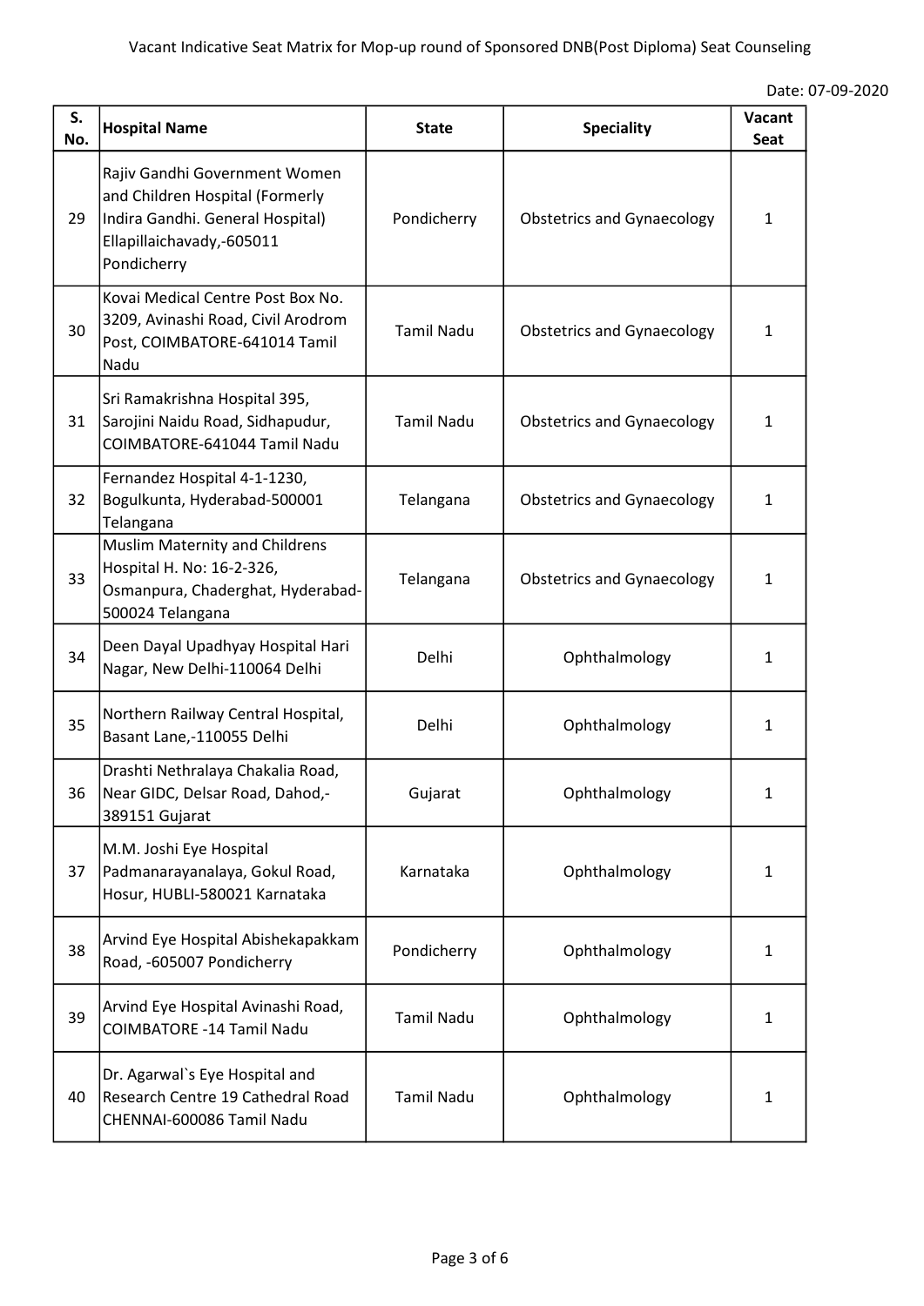Vacant Indicative Seat Matrix for Mop-up round of Sponsored DNB(Post Diploma) Seat Counseling

Date: 07-09-2020

| S. No. | Hospital Name | State | Speciality | Vacant Seat |
|---|---|---|---|---|
| 29 | Rajiv Gandhi Government Women and Children Hospital (Formerly Indira Gandhi. General Hospital) Ellapillaichavady,-605011 Pondicherry | Pondicherry | Obstetrics and Gynaecology | 1 |
| 30 | Kovai Medical Centre Post Box No. 3209, Avinashi Road, Civil Arodrom Post, COIMBATORE-641014 Tamil Nadu | Tamil Nadu | Obstetrics and Gynaecology | 1 |
| 31 | Sri Ramakrishna Hospital 395, Sarojini Naidu Road, Sidhapudur, COIMBATORE-641044 Tamil Nadu | Tamil Nadu | Obstetrics and Gynaecology | 1 |
| 32 | Fernandez Hospital 4-1-1230, Bogulkunta, Hyderabad-500001 Telangana | Telangana | Obstetrics and Gynaecology | 1 |
| 33 | Muslim Maternity and Childrens Hospital H. No: 16-2-326, Osmanpura, Chaderghat, Hyderabad-500024 Telangana | Telangana | Obstetrics and Gynaecology | 1 |
| 34 | Deen Dayal Upadhyay Hospital Hari Nagar, New Delhi-110064 Delhi | Delhi | Ophthalmology | 1 |
| 35 | Northern Railway Central Hospital, Basant Lane,-110055 Delhi | Delhi | Ophthalmology | 1 |
| 36 | Drashti Nethralaya Chakalia Road, Near GIDC, Delsar Road, Dahod,-389151 Gujarat | Gujarat | Ophthalmology | 1 |
| 37 | M.M. Joshi Eye Hospital Padmanarayanalaya, Gokul Road, Hosur, HUBLI-580021 Karnataka | Karnataka | Ophthalmology | 1 |
| 38 | Arvind Eye Hospital Abishekapakkam Road, -605007 Pondicherry | Pondicherry | Ophthalmology | 1 |
| 39 | Arvind Eye Hospital Avinashi Road, COIMBATORE -14 Tamil Nadu | Tamil Nadu | Ophthalmology | 1 |
| 40 | Dr. Agarwal`s Eye Hospital and Research Centre 19 Cathedral Road CHENNAI-600086 Tamil Nadu | Tamil Nadu | Ophthalmology | 1 |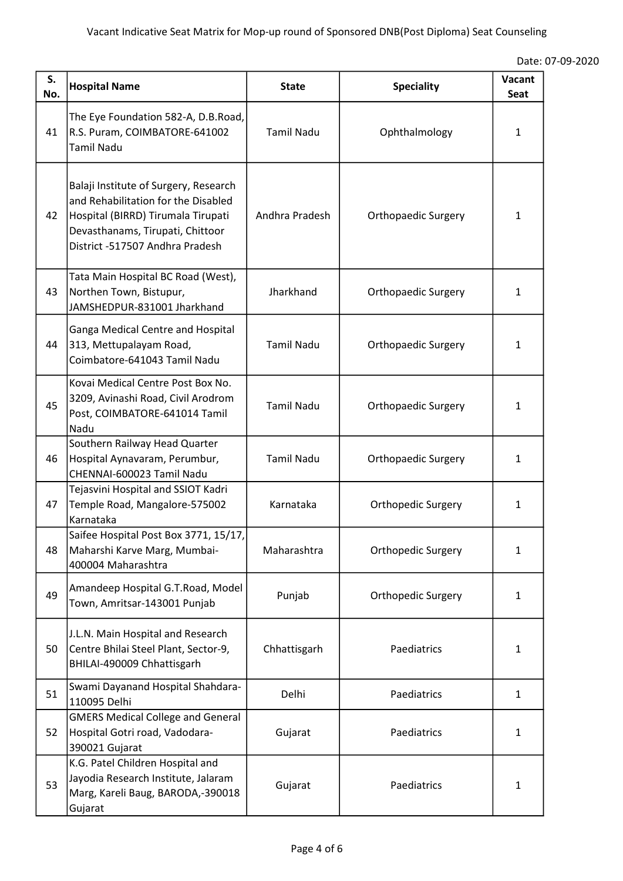Vacant Indicative Seat Matrix for Mop-up round of Sponsored DNB(Post Diploma) Seat Counseling

Date: 07-09-2020

| S. No. | Hospital Name | State | Speciality | Vacant Seat |
|---|---|---|---|---|
| 41 | The Eye Foundation 582-A, D.B.Road, R.S. Puram, COIMBATORE-641002 Tamil Nadu | Tamil Nadu | Ophthalmology | 1 |
| 42 | Balaji Institute of Surgery, Research and Rehabilitation for the Disabled Hospital (BIRRD) Tirumala Tirupati Devasthanams, Tirupati, Chittoor District -517507 Andhra Pradesh | Andhra Pradesh | Orthopaedic Surgery | 1 |
| 43 | Tata Main Hospital BC Road (West), Northen Town, Bistupur, JAMSHEDPUR-831001 Jharkhand | Jharkhand | Orthopaedic Surgery | 1 |
| 44 | Ganga Medical Centre and Hospital 313, Mettupalayam Road, Coimbatore-641043 Tamil Nadu | Tamil Nadu | Orthopaedic Surgery | 1 |
| 45 | Kovai Medical Centre Post Box No. 3209, Avinashi Road, Civil Arodrom Post, COIMBATORE-641014 Tamil Nadu | Tamil Nadu | Orthopaedic Surgery | 1 |
| 46 | Southern Railway Head Quarter Hospital Aynavaram, Perumbur, CHENNAI-600023 Tamil Nadu | Tamil Nadu | Orthopaedic Surgery | 1 |
| 47 | Tejasvini Hospital and SSIOT Kadri Temple Road, Mangalore-575002 Karnataka | Karnataka | Orthopedic Surgery | 1 |
| 48 | Saifee Hospital Post Box 3771, 15/17, Maharshi Karve Marg, Mumbai-400004 Maharashtra | Maharashtra | Orthopedic Surgery | 1 |
| 49 | Amandeep Hospital G.T.Road, Model Town, Amritsar-143001 Punjab | Punjab | Orthopedic Surgery | 1 |
| 50 | J.L.N. Main Hospital and Research Centre Bhilai Steel Plant, Sector-9, BHILAI-490009 Chhattisgarh | Chhattisgarh | Paediatrics | 1 |
| 51 | Swami Dayanand Hospital Shahdara-110095 Delhi | Delhi | Paediatrics | 1 |
| 52 | GMERS Medical College and General Hospital Gotri road, Vadodara-390021 Gujarat | Gujarat | Paediatrics | 1 |
| 53 | K.G. Patel Children Hospital and Jayodia Research Institute, Jalaram Marg, Kareli Baug, BARODA,-390018 Gujarat | Gujarat | Paediatrics | 1 |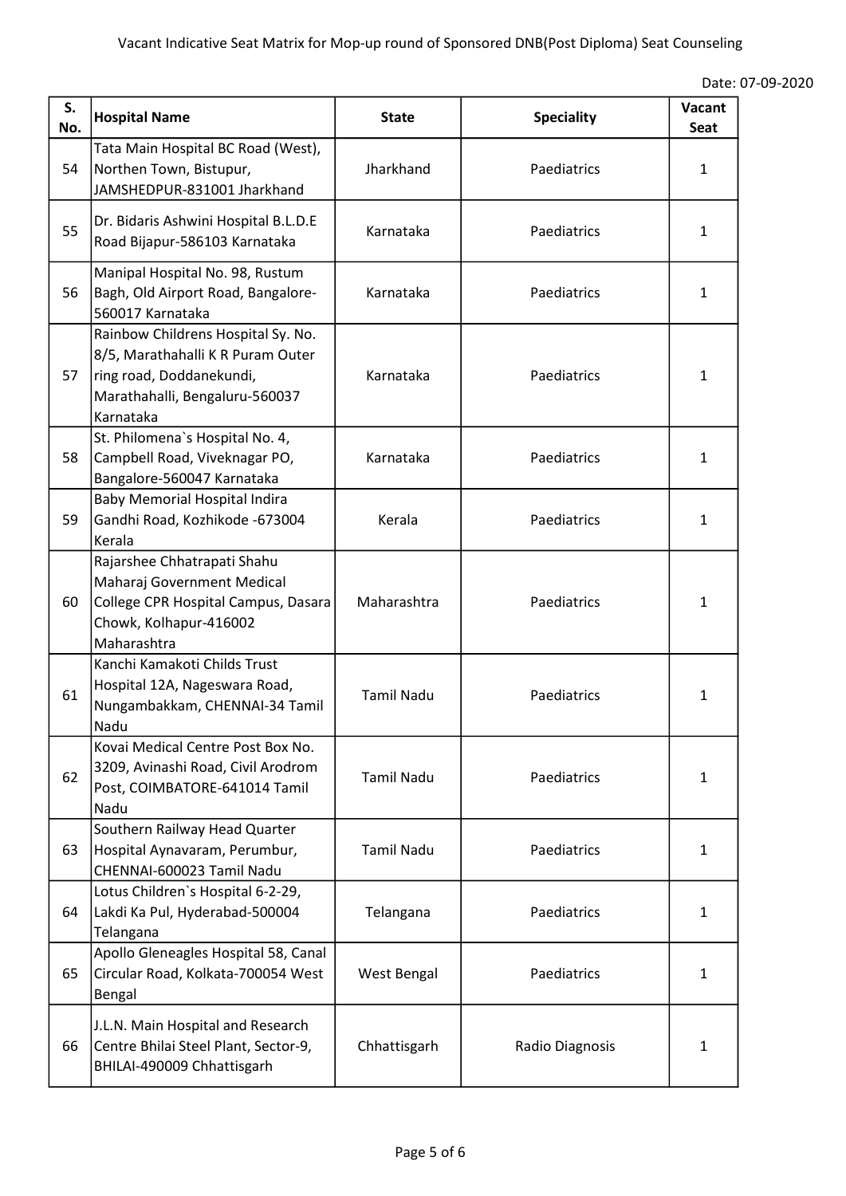Vacant Indicative Seat Matrix for Mop-up round of Sponsored DNB(Post Diploma) Seat Counseling

Date: 07-09-2020

| S. No. | Hospital Name | State | Speciality | Vacant Seat |
|---|---|---|---|---|
| 54 | Tata Main Hospital BC Road (West), Northen Town, Bistupur, JAMSHEDPUR-831001 Jharkhand | Jharkhand | Paediatrics | 1 |
| 55 | Dr. Bidaris Ashwini Hospital B.L.D.E Road Bijapur-586103 Karnataka | Karnataka | Paediatrics | 1 |
| 56 | Manipal Hospital No. 98, Rustum Bagh, Old Airport Road, Bangalore-560017 Karnataka | Karnataka | Paediatrics | 1 |
| 57 | Rainbow Childrens Hospital Sy. No. 8/5, Marathahalli K R Puram Outer ring road, Doddanekundi, Marathahalli, Bengaluru-560037 Karnataka | Karnataka | Paediatrics | 1 |
| 58 | St. Philomena`s Hospital No. 4, Campbell Road, Viveknagar PO, Bangalore-560047 Karnataka | Karnataka | Paediatrics | 1 |
| 59 | Baby Memorial Hospital Indira Gandhi Road, Kozhikode -673004 Kerala | Kerala | Paediatrics | 1 |
| 60 | Rajarshee Chhatrapati Shahu Maharaj Government Medical College CPR Hospital Campus, Dasara Chowk, Kolhapur-416002 Maharashtra | Maharashtra | Paediatrics | 1 |
| 61 | Kanchi Kamakoti Childs Trust Hospital 12A, Nageswara Road, Nungambakkam, CHENNAI-34 Tamil Nadu | Tamil Nadu | Paediatrics | 1 |
| 62 | Kovai Medical Centre Post Box No. 3209, Avinashi Road, Civil Arodrom Post, COIMBATORE-641014 Tamil Nadu | Tamil Nadu | Paediatrics | 1 |
| 63 | Southern Railway Head Quarter Hospital Aynavaram, Perumbur, CHENNAI-600023 Tamil Nadu | Tamil Nadu | Paediatrics | 1 |
| 64 | Lotus Children`s Hospital 6-2-29, Lakdi Ka Pul, Hyderabad-500004 Telangana | Telangana | Paediatrics | 1 |
| 65 | Apollo Gleneagles Hospital 58, Canal Circular Road, Kolkata-700054 West Bengal | West Bengal | Paediatrics | 1 |
| 66 | J.L.N. Main Hospital and Research Centre Bhilai Steel Plant, Sector-9, BHILAI-490009 Chhattisgarh | Chhattisgarh | Radio Diagnosis | 1 |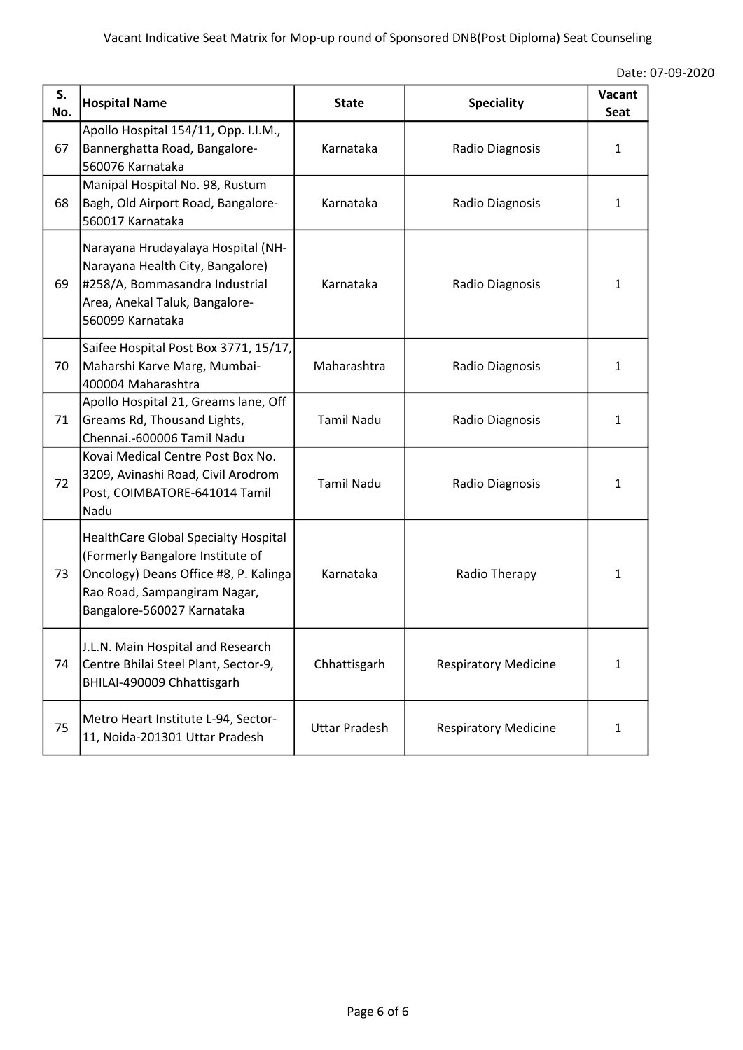Vacant Indicative Seat Matrix for Mop-up round of Sponsored DNB(Post Diploma) Seat Counseling

Date: 07-09-2020

| S. No. | Hospital Name | State | Speciality | Vacant Seat |
|---|---|---|---|---|
| 67 | Apollo Hospital 154/11, Opp. I.I.M., Bannerghatta Road, Bangalore-560076 Karnataka | Karnataka | Radio Diagnosis | 1 |
| 68 | Manipal Hospital No. 98, Rustum Bagh, Old Airport Road, Bangalore-560017 Karnataka | Karnataka | Radio Diagnosis | 1 |
| 69 | Narayana Hrudayalaya Hospital (NH-Narayana Health City, Bangalore) #258/A, Bommasandra Industrial Area, Anekal Taluk, Bangalore-560099 Karnataka | Karnataka | Radio Diagnosis | 1 |
| 70 | Saifee Hospital Post Box 3771, 15/17, Maharshi Karve Marg, Mumbai-400004 Maharashtra | Maharashtra | Radio Diagnosis | 1 |
| 71 | Apollo Hospital 21, Greams lane, Off Greams Rd, Thousand Lights, Chennai.-600006 Tamil Nadu | Tamil Nadu | Radio Diagnosis | 1 |
| 72 | Kovai Medical Centre Post Box No. 3209, Avinashi Road, Civil Arodrom Post, COIMBATORE-641014 Tamil Nadu | Tamil Nadu | Radio Diagnosis | 1 |
| 73 | HealthCare Global Specialty Hospital (Formerly Bangalore Institute of Oncology) Deans Office #8, P. Kalinga Rao Road, Sampangiram Nagar, Bangalore-560027 Karnataka | Karnataka | Radio Therapy | 1 |
| 74 | J.L.N. Main Hospital and Research Centre Bhilai Steel Plant, Sector-9, BHILAI-490009 Chhattisgarh | Chhattisgarh | Respiratory Medicine | 1 |
| 75 | Metro Heart Institute L-94, Sector-11, Noida-201301 Uttar Pradesh | Uttar Pradesh | Respiratory Medicine | 1 |